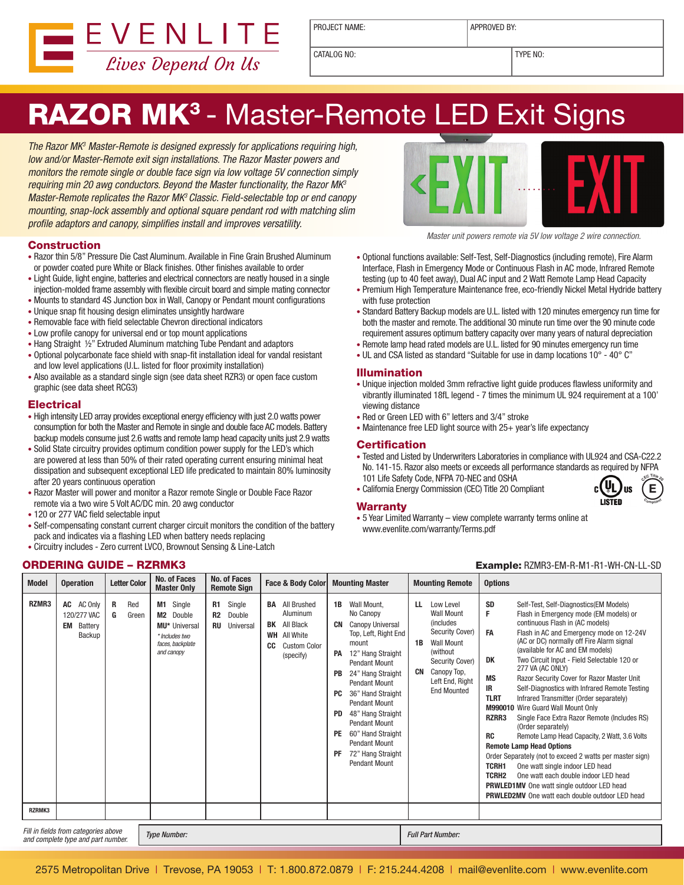EVENLITE
*Lives Depend On Us*

| PROJECT NAME: | APPROVED BY: |
|---|---|
| CATALOG NO: | TYPE NO: |

# RAZOR MK³ - Master-Remote LED Exit Signs

*The Razor MK³ Master-Remote is designed expressly for applications requiring high, low and/or Master-Remote exit sign installations. The Razor Master powers and monitors the remote single or double face sign via low voltage 5V connection simply requiring min 20 awg conductors. Beyond the Master functionality, the Razor MK³ Master-Remote replicates the Razor MK³ Classic. Field-selectable top or end canopy mounting, snap-lock assembly and optional square pendant rod with matching slim profile adaptors and canopy, simplifies install and improves versatility.*

*Master unit powers remote via 5V low voltage 2 wire connection.*

## Construction

- Razor thin 5/8" Pressure Die Cast Aluminum. Available in Fine Grain Brushed Aluminum or powder coated pure White or Black finishes. Other finishes available to order
- Light Guide, light engine, batteries and electrical connectors are neatly housed in a single injection-molded frame assembly with flexible circuit board and simple mating connector
- Mounts to standard 4S Junction box in Wall, Canopy or Pendant mount configurations
- Unique snap fit housing design eliminates unsightly hardware
- Removable face with field selectable Chevron directional indicators
- Low profile canopy for universal end or top mount applications
- Hang Straight ½" Extruded Aluminum matching Tube Pendant and adaptors
- Optional polycarbonate face shield with snap-fit installation ideal for vandal resistant and low level applications (U.L. listed for floor proximity installation)
- Also available as a standard single sign (see data sheet RZR3) or open face custom graphic (see data sheet RCG3)

## Electrical

- High intensity LED array provides exceptional energy efficiency with just 2.0 watts power consumption for both the Master and Remote in single and double face AC models. Battery backup models consume just 2.6 watts and remote lamp head capacity units just 2.9 watts
- Solid State circuitry provides optimum condition power supply for the LED's which are powered at less than 50% of their rated operating current ensuring minimal heat dissipation and subsequent exceptional LED life predicated to maintain 80% luminosity after 20 years continuous operation
- Razor Master will power and monitor a Razor remote Single or Double Face Razor remote via a two wire 5 Volt AC/DC min. 20 awg conductor
- 120 or 277 VAC field selectable input
- Self-compensating constant current charger circuit monitors the condition of the battery pack and indicates via a flashing LED when battery needs replacing
- Circuitry includes - Zero current LVCO, Brownout Sensing & Line-Latch

- Optional functions available: Self-Test, Self-Diagnostics (including remote), Fire Alarm Interface, Flash in Emergency Mode or Continuous Flash in AC mode, Infrared Remote testing (up to 40 feet away), Dual AC input and 2 Watt Remote Lamp Head Capacity
- Premium High Temperature Maintenance free, eco-friendly Nickel Metal Hydride battery with fuse protection
- Standard Battery Backup models are U.L. listed with 120 minutes emergency run time for both the master and remote. The additional 30 minute run time over the 90 minute code requirement assures optimum battery capacity over many years of natural depreciation
- Remote lamp head rated models are U.L. listed for 90 minutes emergency run time
- UL and CSA listed as standard "Suitable for use in damp locations 10° - 40° C"

## Illumination

- Unique injection molded 3mm refractive light guide produces flawless uniformity and vibrantly illuminated 18fL legend - 7 times the minimum UL 924 requirement at a 100' viewing distance
- Red or Green LED with 6" letters and 3/4" stroke
- Maintenance free LED light source with 25+ year's life expectancy

## Certification

- Tested and Listed by Underwriters Laboratories in compliance with UL924 and CSA-C22.2 No. 141-15. Razor also meets or exceeds all performance standards as required by NFPA 101 Life Safety Code, NFPA 70-NEC and OSHA
- California Energy Commission (CEC) Title 20 Compliant

## Warranty

- 5 Year Limited Warranty – view complete warranty terms online at www.evenlite.com/warranty/Terms.pdf

## ORDERING GUIDE – RZRMK3

**Example:** RZMR3-EM-R-M1-R1-WH-CN-LL-SD

| Model | Operation | Letter Color | No. of Faces Master Only | No. of Faces Remote Sign | Face & Body Color | Mounting Master | Mounting Remote | Options |
|---|---|---|---|---|---|---|---|---|
| RZMR3 | **AC** AC Only 120/277 VAC<br>**EM** Battery Backup | **R** Red<br>**G** Green | **M1** Single<br>**M2** Double<br>**MU*** Universal<br>*\* Includes two faces, backplate and canopy* | **R1** Single<br>**R2** Double<br>**RU** Universal | **BA** All Brushed Aluminum<br>**BK** All Black<br>**WH** All White<br>**CC** Custom Color (specify) | **1B** Wall Mount, No Canopy<br>**CN** Canopy Universal Top, Left, Right End mount<br>**PA** 12" Hang Straight Pendant Mount<br>**PB** 24" Hang Straight Pendant Mount<br>**PC** 36" Hand Straight Pendant Mount<br>**PD** 48" Hand Straight Pendant Mount<br>**PE** 60" Hand Straight Pendant Mount<br>**PF** 72" Hang Straight Pendant Mount | **LL** Low Level Wall Mount (includes Security Cover)<br>**1B** Wall Mount (without Security Cover)<br>**CN** Canopy Top, Left End, Right End Mounted | **SD** Self-Test, Self-Diagnostics(EM Models)<br>**F** Flash in Emergency mode (EM models) or continuous Flash in (AC models)<br>**FA** Flash in AC and Emergency mode on 12-24V (AC or DC) normally off Fire Alarm signal (available for AC and EM models)<br>**DK** Two Circuit Input - Field Selectable 120 or 277 VA (AC ONLY)<br>**MS** Razor Security Cover for Razor Master Unit<br>**IR** Self-Diagnostics with Infrared Remote Testing<br>**TLRT** Infrared Transmitter (Order separately)<br>**M990010** Wire Guard Wall Mount Only<br>**RZRR3** Single Face Extra Razor Remote (Includes RS) (Order separately)<br>**RC** Remote Lamp Head Capacity, 2 Watt, 3.6 Volts<br>**Remote Lamp Head Options**<br>Order Separately (not to exceed 2 watts per master sign)<br>**TCRH1** One watt single indoor LED head<br>**TCRH2** One watt each double indoor LED head<br>**PRWLED1MV** One watt single outdoor LED head<br>**PRWLED2MV** One watt each double outdoor LED head |
| RZRMK3 | | | | | | | | |

*Fill in fields from categories above and complete type and part number.*

| *Type Number:* | *Full Part Number:* |
|---|---|
| | |

2575 Metropolitan Drive | Trevose, PA 19053 | T: 1.800.872.0879 | F: 215.244.4208 | mail@evenlite.com | www.evenlite.com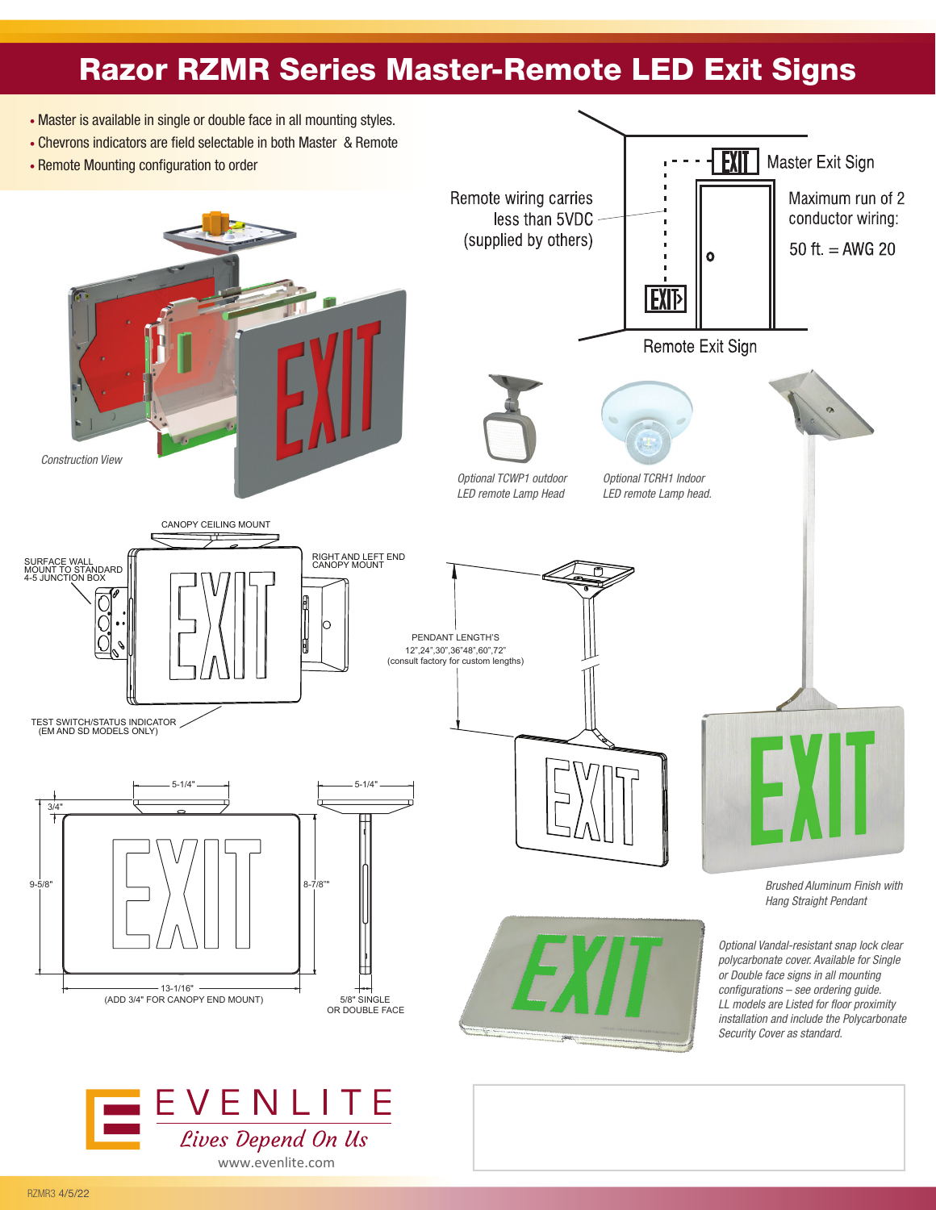# Razor RZMR Series Master-Remote LED Exit Signs

- Master is available in single or double face in all mounting styles.
- Chevrons indicators are field selectable in both Master & Remote
- Remote Mounting configuration to order

Master Exit Sign

Remote wiring carries less than 5VDC (supplied by others)

Maximum run of 2 conductor wiring:

50 ft. = AWG 20

Remote Exit Sign

*Construction View*

*Optional TCWP1 outdoor LED remote Lamp Head*

*Optional TCRH1 Indoor LED remote Lamp head.*

CANOPY CEILING MOUNT

SURFACE WALL MOUNT TO STANDARD 4-5 JUNCTION BOX

RIGHT AND LEFT END CANOPY MOUNT

TEST SWITCH/STATUS INDICATOR (EM AND SD MODELS ONLY)

PENDANT LENGTH'S 12",24",30",36"48",60",72" (consult factory for custom lengths)

5-1/4"

3/4"

9-5/8"

8-7/8"

13-1/16" (ADD 3/4" FOR CANOPY END MOUNT)

5/8" SINGLE OR DOUBLE FACE

*Brushed Aluminum Finish with Hang Straight Pendant*

*Optional Vandal-resistant snap lock clear polycarbonate cover. Available for Single or Double face signs in all mounting configurations – see ordering guide. LL models are Listed for floor proximity installation and include the Polycarbonate Security Cover as standard.*

EVENLITE

*Lives Depend On Us*

www.evenlite.com

RZMR3 4/5/22